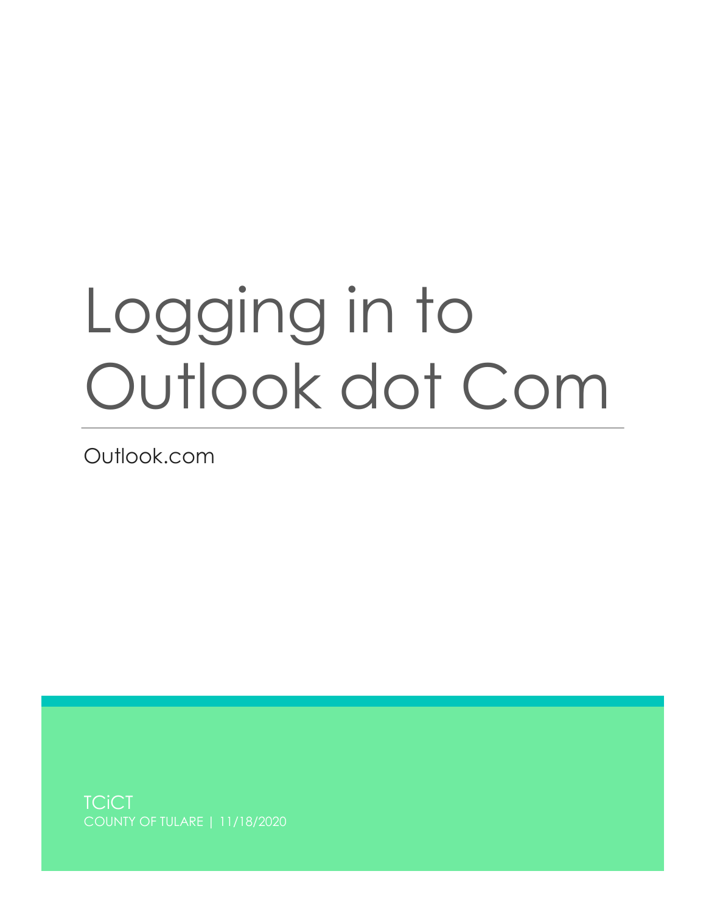# Logging in to Outlook dot Com

Outlook.com

TCiCT

COUNTY OF TULARE | 11/18/2020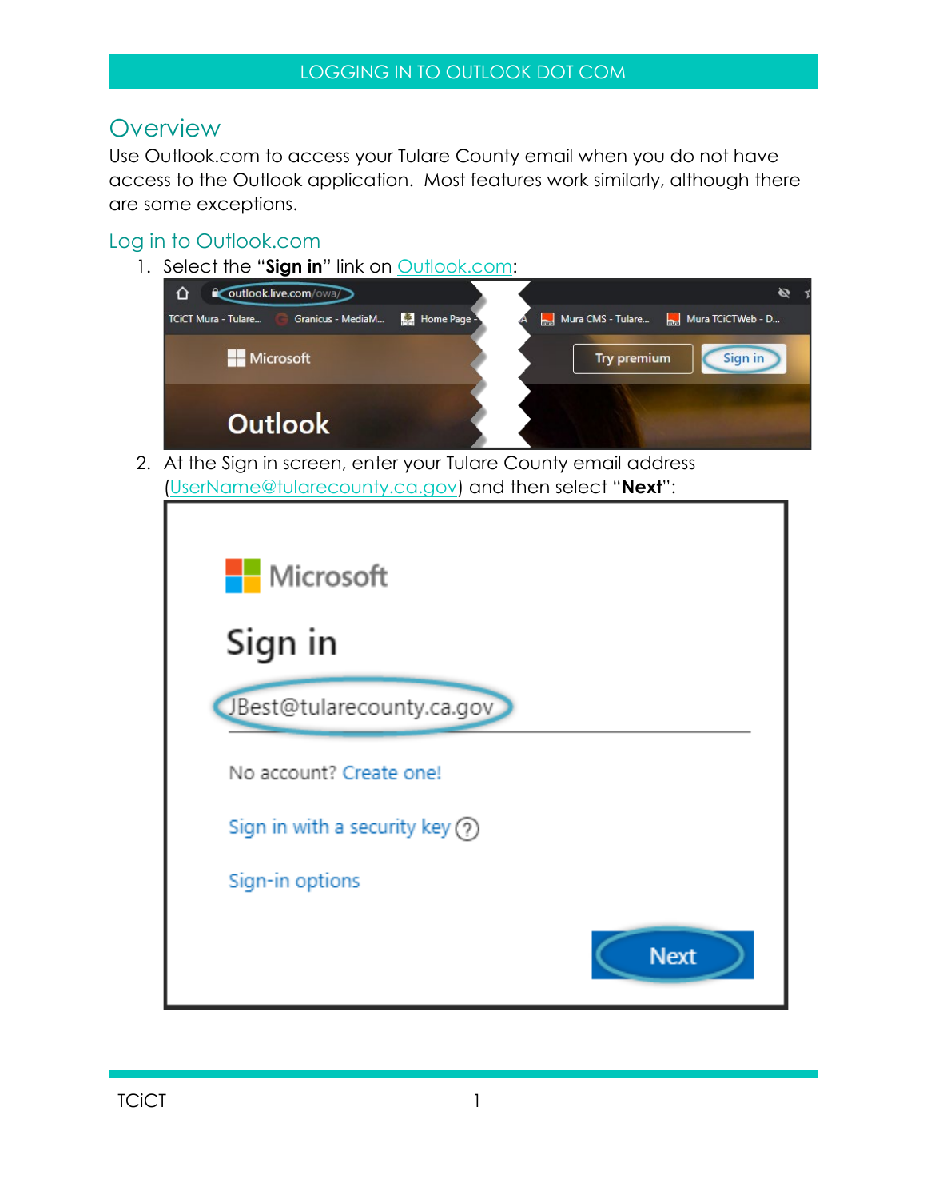# Overview

Use Outlook.com to access your Tulare County email when you do not have access to the Outlook application. Most features work similarly, although there are some exceptions.

## Log in to Outlook.com

1. Select the "**Sign in**" link on [Outlook.com](Outlook.com):
2. At the Sign in screen, enter your Tulare County email address ([UserName@tularecounty.ca.gov](mailto:UserName@tularecounty.ca.gov)) and then select "**Next**":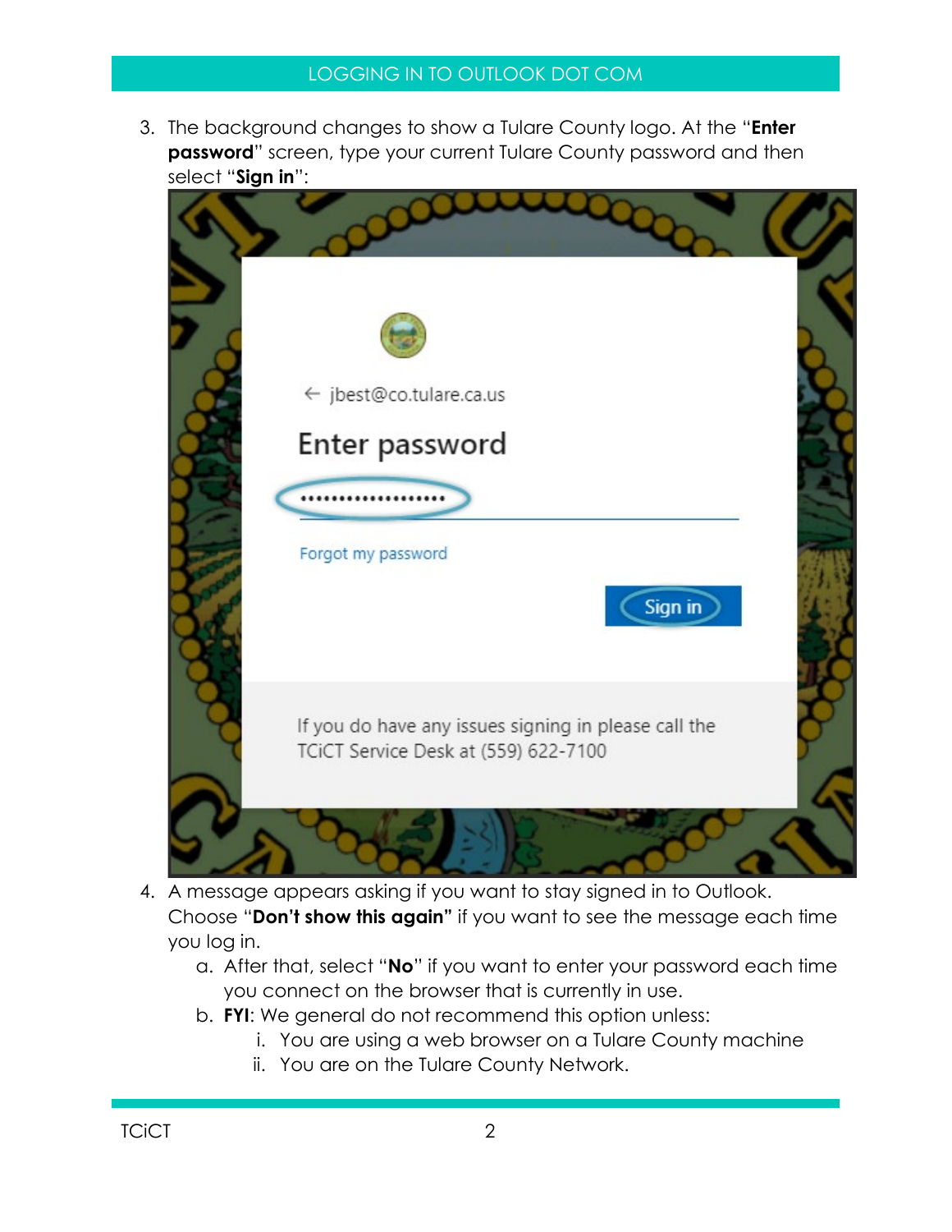3. The background changes to show a Tulare County logo. At the "**Enter password**" screen, type your current Tulare County password and then select "**Sign in**":

4. A message appears asking if you want to stay signed in to Outlook. Choose "**Don't show this again"** if you want to see the message each time you log in.
   a. After that, select "**No**" if you want to enter your password each time you connect on the browser that is currently in use.
   b. **FYI**: We general do not recommend this option unless:
      i. You are using a web browser on a Tulare County machine
      ii. You are on the Tulare County Network.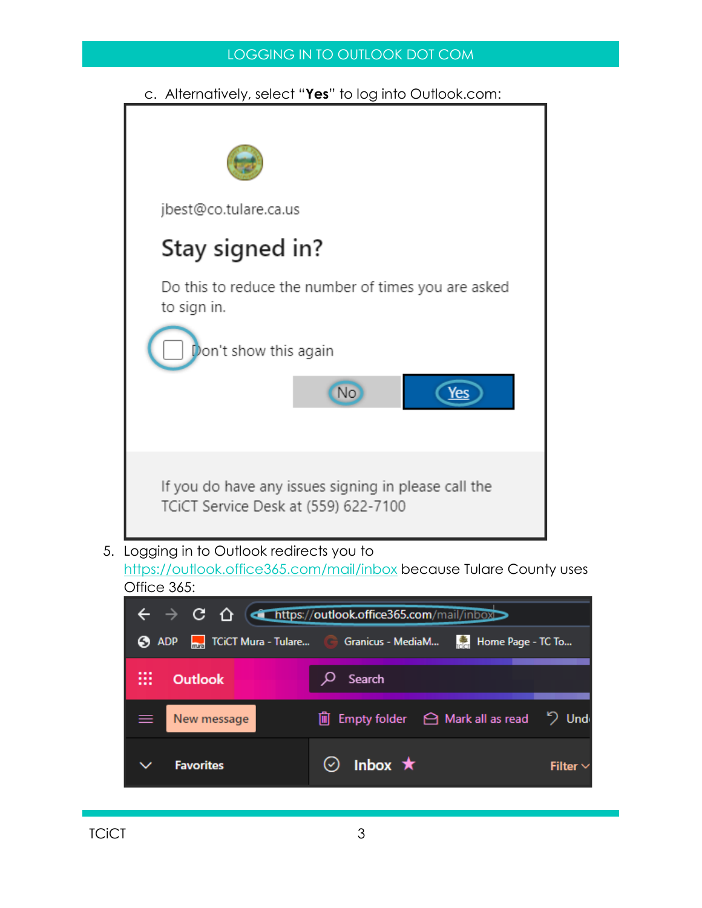c. Alternatively, select "**Yes**" to log into Outlook.com:

jbest@co.tulare.ca.us

Stay signed in?

Do this to reduce the number of times you are asked to sign in.

Don't show this again

No Yes

If you do have any issues signing in please call the TCiCT Service Desk at (559) 622-7100

5. Logging in to Outlook redirects you to https://outlook.office365.com/mail/inbox because Tulare County uses Office 365:

https://outlook.office365.com/mail/inbox

ADP TCiCT Mura - Tulare... Granicus - MediaM... Home Page - TC To...

Outlook Search

New message Empty folder Mark all as read Und

Favorites Inbox Filter